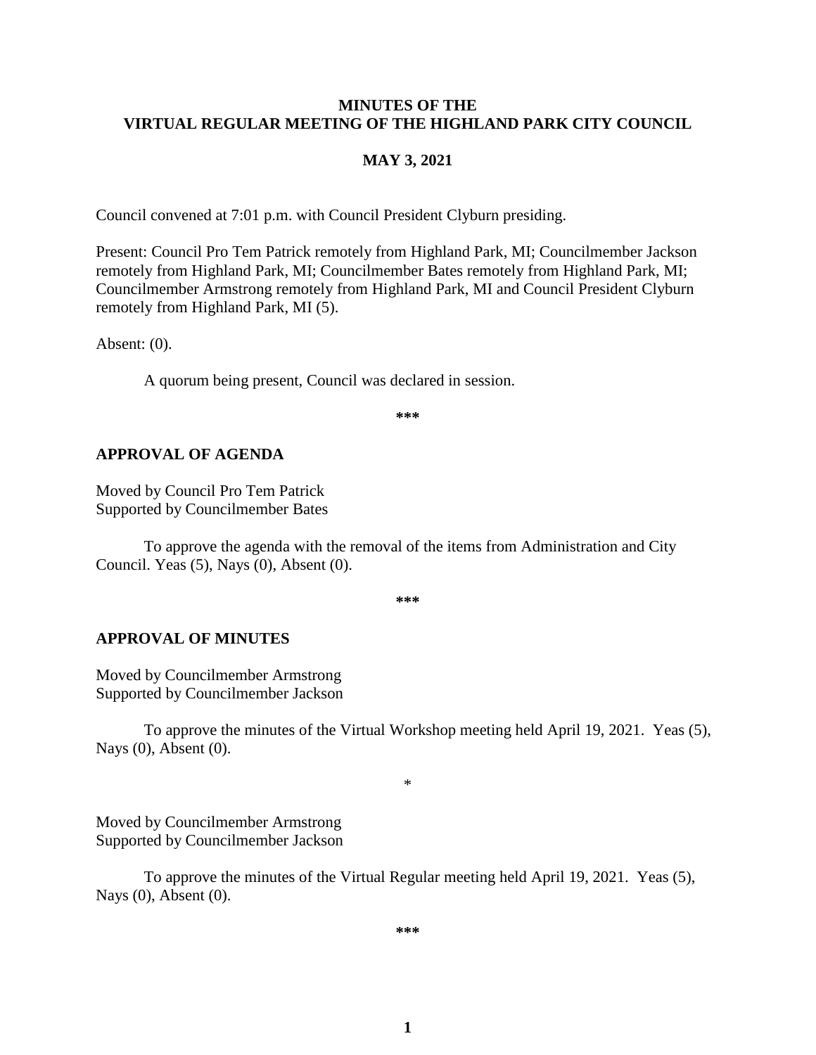**MINUTES OF THE**
**VIRTUAL REGULAR MEETING OF THE HIGHLAND PARK CITY COUNCIL**

**MAY 3, 2021**

Council convened at 7:01 p.m. with Council President Clyburn presiding.

Present: Council Pro Tem Patrick remotely from Highland Park, MI; Councilmember Jackson remotely from Highland Park, MI; Councilmember Bates remotely from Highland Park, MI; Councilmember Armstrong remotely from Highland Park, MI and Council President Clyburn remotely from Highland Park, MI (5).

Absent: (0).

A quorum being present, Council was declared in session.

***

## APPROVAL OF AGENDA

Moved by Council Pro Tem Patrick
Supported by Councilmember Bates

To approve the agenda with the removal of the items from Administration and City Council. Yeas (5), Nays (0), Absent (0).

***

## APPROVAL OF MINUTES

Moved by Councilmember Armstrong
Supported by Councilmember Jackson

To approve the minutes of the Virtual Workshop meeting held April 19, 2021. Yeas (5), Nays (0), Absent (0).

*

Moved by Councilmember Armstrong
Supported by Councilmember Jackson

To approve the minutes of the Virtual Regular meeting held April 19, 2021. Yeas (5), Nays (0), Absent (0).

***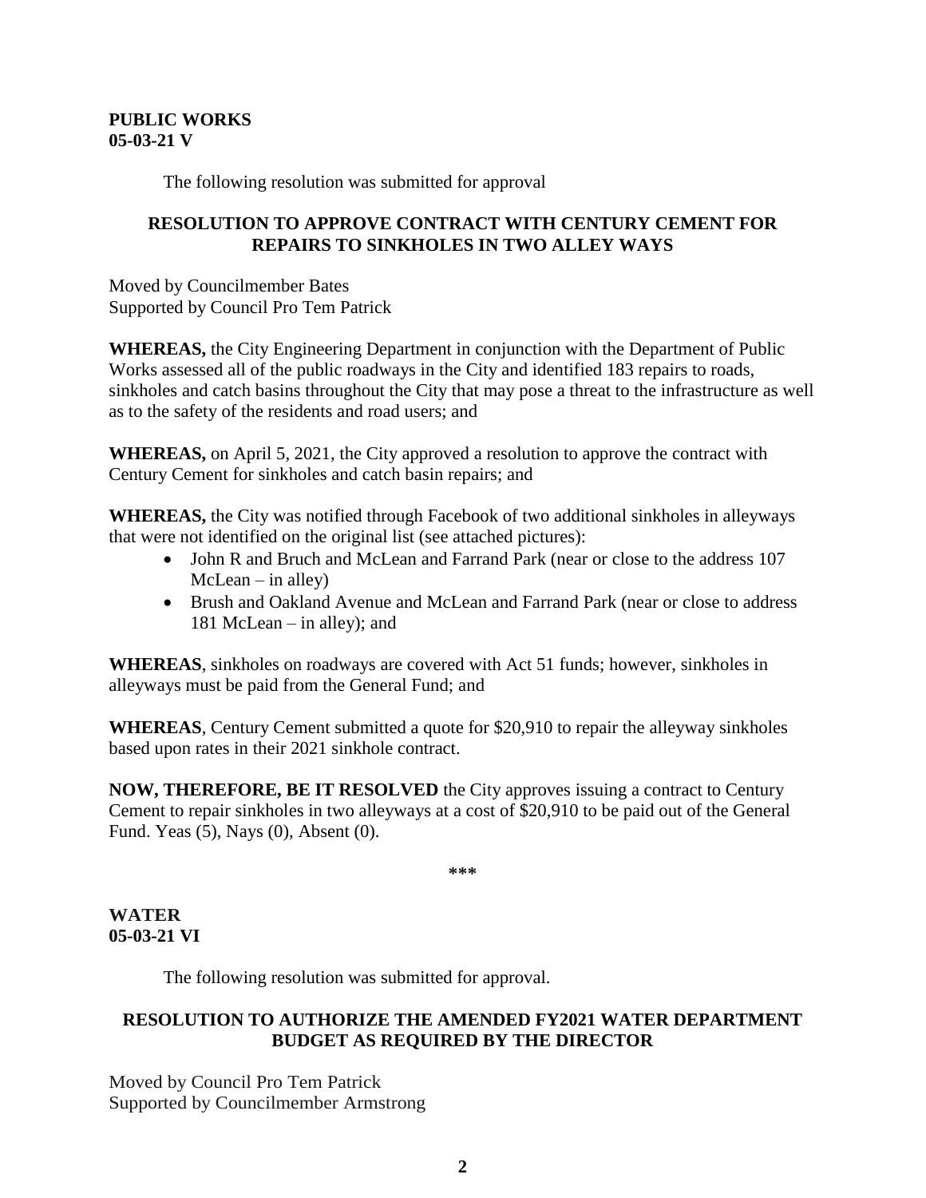**PUBLIC WORKS**
**05-03-21 V**

The following resolution was submitted for approval

**RESOLUTION TO APPROVE CONTRACT WITH CENTURY CEMENT FOR REPAIRS TO SINKHOLES IN TWO ALLEY WAYS**

Moved by Councilmember Bates
Supported by Council Pro Tem Patrick

**WHEREAS,** the City Engineering Department in conjunction with the Department of Public Works assessed all of the public roadways in the City and identified 183 repairs to roads, sinkholes and catch basins throughout the City that may pose a threat to the infrastructure as well as to the safety of the residents and road users; and

**WHEREAS,** on April 5, 2021, the City approved a resolution to approve the contract with Century Cement for sinkholes and catch basin repairs; and

**WHEREAS,** the City was notified through Facebook of two additional sinkholes in alleyways that were not identified on the original list (see attached pictures):

- John R and Bruch and McLean and Farrand Park (near or close to the address 107 McLean – in alley)
- Brush and Oakland Avenue and McLean and Farrand Park (near or close to address 181 McLean – in alley); and

**WHEREAS**, sinkholes on roadways are covered with Act 51 funds; however, sinkholes in alleyways must be paid from the General Fund; and

**WHEREAS**, Century Cement submitted a quote for $20,910 to repair the alleyway sinkholes based upon rates in their 2021 sinkhole contract.

**NOW, THEREFORE, BE IT RESOLVED** the City approves issuing a contract to Century Cement to repair sinkholes in two alleyways at a cost of $20,910 to be paid out of the General Fund. Yeas (5), Nays (0), Absent (0).

\*\*\*

**WATER**
**05-03-21 VI**

The following resolution was submitted for approval.

**RESOLUTION TO AUTHORIZE THE AMENDED FY2021 WATER DEPARTMENT BUDGET AS REQUIRED BY THE DIRECTOR**

Moved by Council Pro Tem Patrick
Supported by Councilmember Armstrong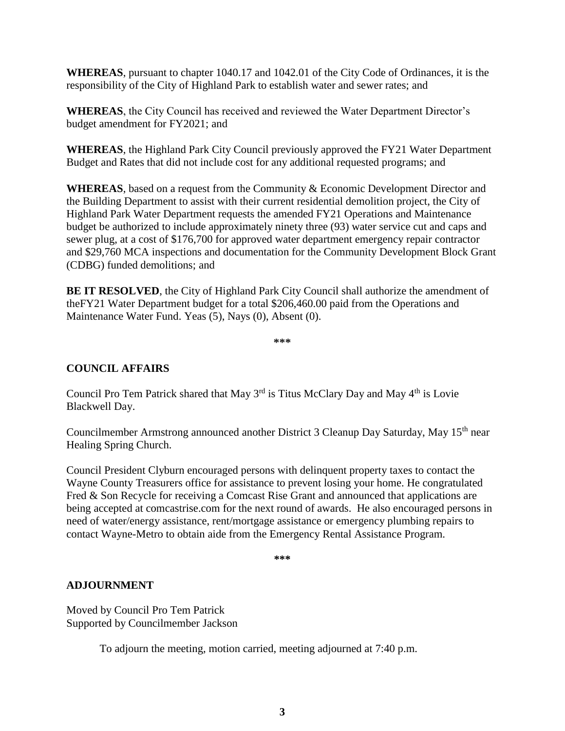**WHEREAS**, pursuant to chapter 1040.17 and 1042.01 of the City Code of Ordinances, it is the responsibility of the City of Highland Park to establish water and sewer rates; and

**WHEREAS**, the City Council has received and reviewed the Water Department Director's budget amendment for FY2021; and

**WHEREAS**, the Highland Park City Council previously approved the FY21 Water Department Budget and Rates that did not include cost for any additional requested programs; and

**WHEREAS**, based on a request from the Community & Economic Development Director and the Building Department to assist with their current residential demolition project, the City of Highland Park Water Department requests the amended FY21 Operations and Maintenance budget be authorized to include approximately ninety three (93) water service cut and caps and sewer plug, at a cost of $176,700 for approved water department emergency repair contractor and $29,760 MCA inspections and documentation for the Community Development Block Grant (CDBG) funded demolitions; and

**BE IT RESOLVED**, the City of Highland Park City Council shall authorize the amendment of theFY21 Water Department budget for a total $206,460.00 paid from the Operations and Maintenance Water Fund. Yeas (5), Nays (0), Absent (0).

***

## COUNCIL AFFAIRS

Council Pro Tem Patrick shared that May 3rd is Titus McClary Day and May 4th is Lovie Blackwell Day.

Councilmember Armstrong announced another District 3 Cleanup Day Saturday, May 15th near Healing Spring Church.

Council President Clyburn encouraged persons with delinquent property taxes to contact the Wayne County Treasurers office for assistance to prevent losing your home. He congratulated Fred & Son Recycle for receiving a Comcast Rise Grant and announced that applications are being accepted at comcastrise.com for the next round of awards. He also encouraged persons in need of water/energy assistance, rent/mortgage assistance or emergency plumbing repairs to contact Wayne-Metro to obtain aide from the Emergency Rental Assistance Program.

***

## ADJOURNMENT

Moved by Council Pro Tem Patrick
Supported by Councilmember Jackson

To adjourn the meeting, motion carried, meeting adjourned at 7:40 p.m.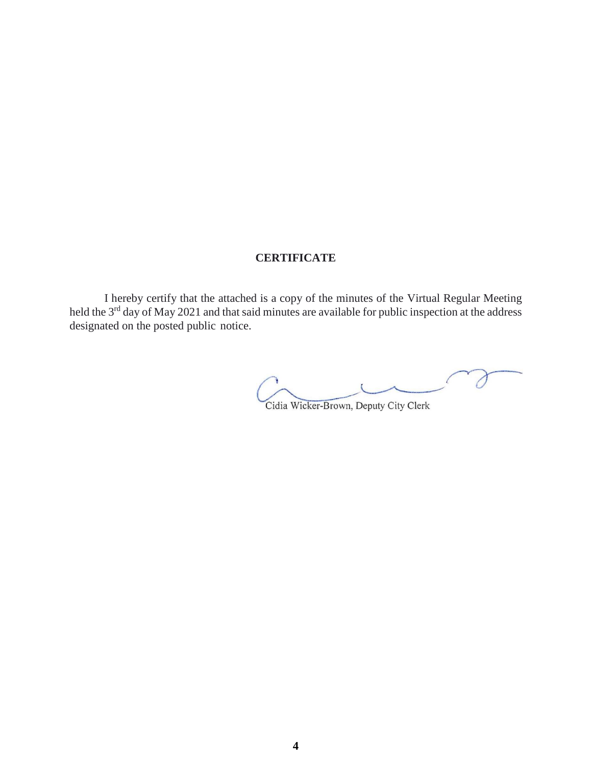## CERTIFICATE

I hereby certify that the attached is a copy of the minutes of the Virtual Regular Meeting held the 3rd day of May 2021 and that said minutes are available for public inspection at the address designated on the posted public notice.

Cidia Wicker-Brown, Deputy City Clerk